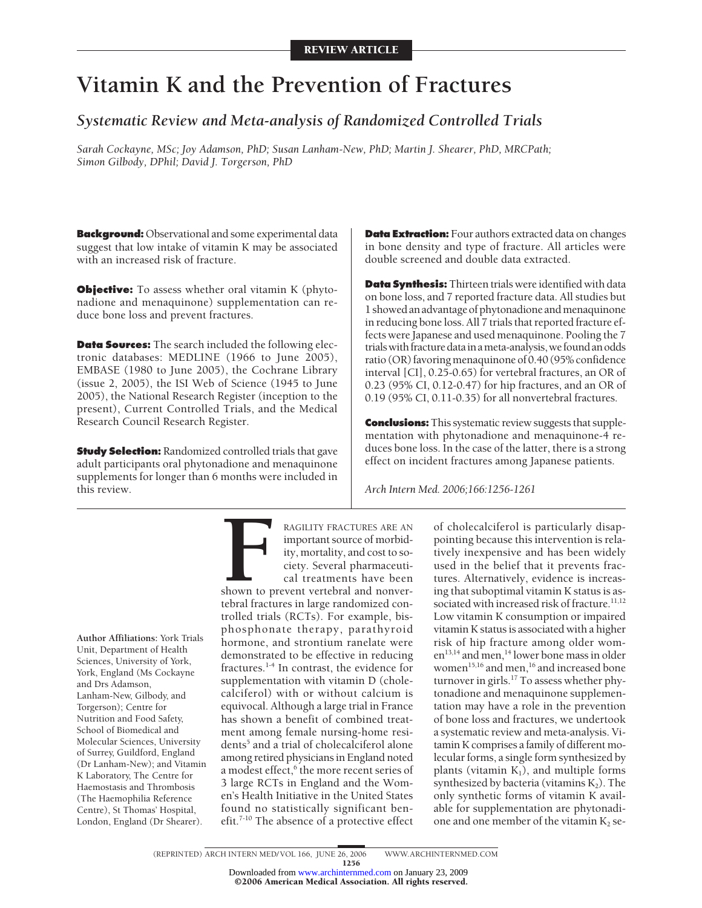REVIEW ARTICLE

# Vitamin K and the Prevention of Fractures

## *Systematic Review and Meta-analysis of Randomized Controlled Trials*

*Sarah Cockayne, MSc; Joy Adamson, PhD; Susan Lanham-New, PhD; Martin J. Shearer, PhD, MRCPath; Simon Gilbody, DPhil; David J. Torgerson, PhD*

**Background:** Observational and some experimental data suggest that low intake of vitamin K may be associated with an increased risk of fracture.

**Objective:** To assess whether oral vitamin K (phytonadione and menaquinone) supplementation can reduce bone loss and prevent fractures.

**Data Sources:** The search included the following electronic databases: MEDLINE (1966 to June 2005), EMBASE (1980 to June 2005), the Cochrane Library (issue 2, 2005), the ISI Web of Science (1945 to June 2005), the National Research Register (inception to the present), Current Controlled Trials, and the Medical Research Council Research Register.

**Study Selection:** Randomized controlled trials that gave adult participants oral phytonadione and menaquinone supplements for longer than 6 months were included in this review.

**Data Extraction:** Four authors extracted data on changes in bone density and type of fracture. All articles were double screened and double data extracted.

**Data Synthesis:** Thirteen trials were identified with data on bone loss, and 7 reported fracture data. All studies but 1 showed an advantage of phytonadione and menaquinone in reducing bone loss. All 7 trials that reported fracture effects were Japanese and used menaquinone. Pooling the 7 trials with fracture data in a meta-analysis, we found an odds ratio (OR) favoring menaquinone of 0.40 (95% confidence interval [CI], 0.25-0.65) for vertebral fractures, an OR of 0.23 (95% CI, 0.12-0.47) for hip fractures, and an OR of 0.19 (95% CI, 0.11-0.35) for all nonvertebral fractures.

**Conclusions:** This systematic review suggests that supplementation with phytonadione and menaquinone-4 reduces bone loss. In the case of the latter, there is a strong effect on incident fractures among Japanese patients.

*Arch Intern Med. 2006;166:1256-1261*

Author Affiliations: York Trials Unit, Department of Health Sciences, University of York, York, England (Ms Cockayne and Drs Adamson, Lanham-New, Gilbody, and Torgerson); Centre for Nutrition and Food Safety, School of Biomedical and Molecular Sciences, University of Surrey, Guildford, England (Dr Lanham-New); and Vitamin K Laboratory, The Centre for Haemostasis and Thrombosis (The Haemophilia Reference Centre), St Thomas' Hospital, London, England (Dr Shearer).

FRAGILITY FRACTURES ARE AN important source of morbidity, mortality, and cost to society. Several pharmaceutical treatments have been shown to prevent vertebral and nonvertebral fractures in large randomized controlled trials (RCTs). For example, bisphosphonate therapy, parathyroid hormone, and strontium ranelate were demonstrated to be effective in reducing fractures.[1-4] In contrast, the evidence for supplementation with vitamin D (cholecalciferol) with or without calcium is equivocal. Although a large trial in France has shown a benefit of combined treatment among female nursing-home residents[5] and a trial of cholecalciferol alone among retired physicians in England noted a modest effect,[6] the more recent series of 3 large RCTs in England and the Women's Health Initiative in the United States found no statistically significant benefit.[7-10] The absence of a protective effect of cholecalciferol is particularly disappointing because this intervention is relatively inexpensive and has been widely used in the belief that it prevents fractures. Alternatively, evidence is increasing that suboptimal vitamin K status is associated with increased risk of fracture.[11,12] Low vitamin K consumption or impaired vitamin K status is associated with a higher risk of hip fracture among older women[13,14] and men,[14] lower bone mass in older women[15,16] and men,[16] and increased bone turnover in girls.[17] To assess whether phytonadione and menaquinone supplementation may have a role in the prevention of bone loss and fractures, we undertook a systematic review and meta-analysis. Vitamin K comprises a family of different molecular forms, a single form synthesized by plants (vitamin $K_1$), and multiple forms synthesized by bacteria (vitamins $K_2$). The only synthetic forms of vitamin K available for supplementation are phytonadione and one member of the vitamin $K_2$ se-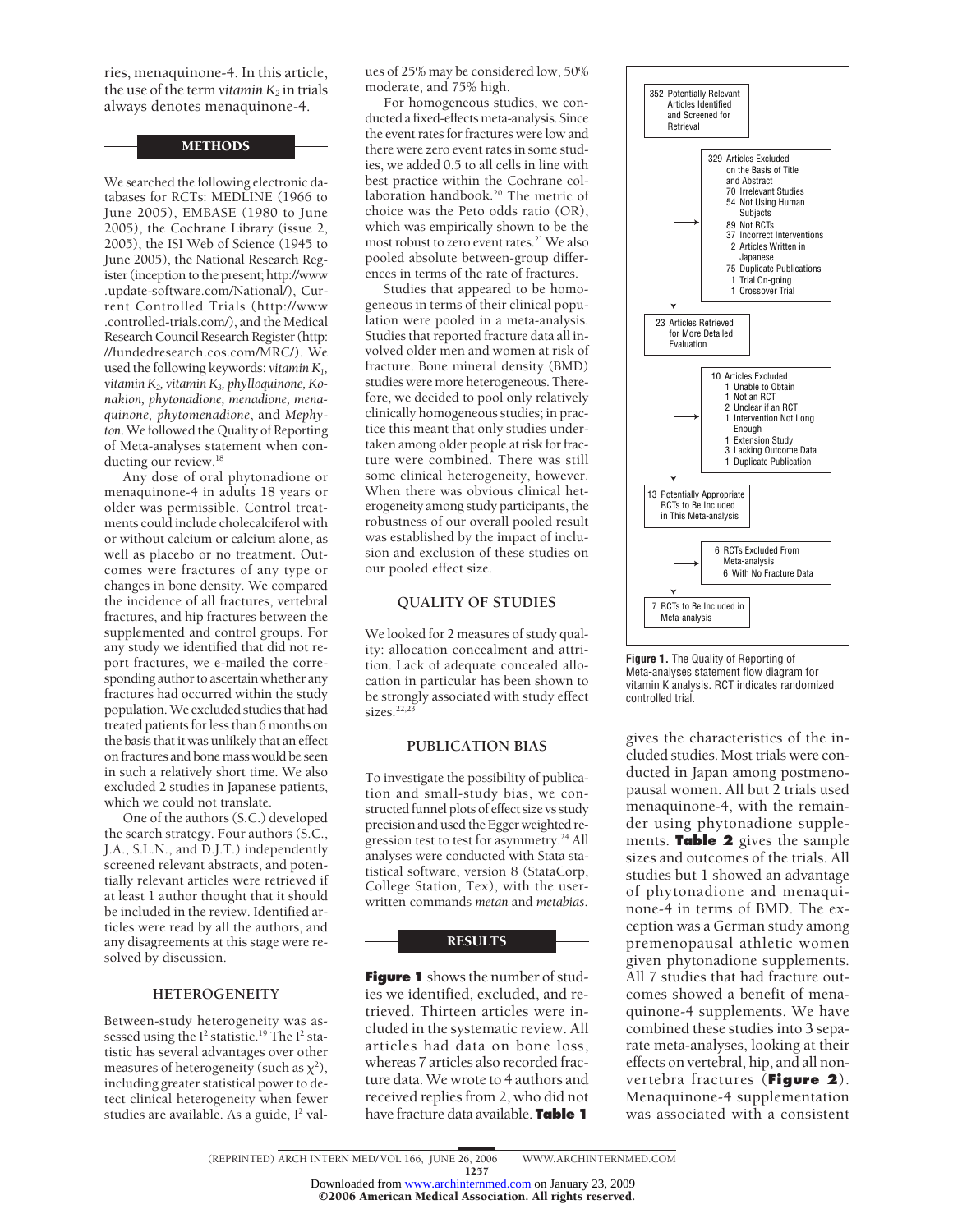ries, menaquinone-4. In this article, the use of the term *vitamin $K_2$* in trials always denotes menaquinone-4.

## METHODS

We searched the following electronic databases for RCTs: MEDLINE (1966 to June 2005), EMBASE (1980 to June 2005), the Cochrane Library (issue 2, 2005), the ISI Web of Science (1945 to June 2005), the National Research Register (inception to the present; http://www.update-software.com/National/), Current Controlled Trials (http://www.controlled-trials.com/), and the Medical Research Council Research Register (http://fundedresearch.cos.com/MRC/). We used the following keywords: *vitamin $K_1$, vitamin $K_2$, vitamin $K_3$, phylloquinone, Konakion, phytonadione, menadione, menaquinone, phytomenadione*, and *Mephyton*. We followed the Quality of Reporting of Meta-analyses statement when conducting our review.[18]

Any dose of oral phytonadione or menaquinone-4 in adults 18 years or older was permissible. Control treatments could include cholecalciferol with or without calcium or calcium alone, as well as placebo or no treatment. Outcomes were fractures of any type or changes in bone density. We compared the incidence of all fractures, vertebral fractures, and hip fractures between the supplemented and control groups. For any study we identified that did not report fractures, we e-mailed the corresponding author to ascertain whether any fractures had occurred within the study population. We excluded studies that had treated patients for less than 6 months on the basis that it was unlikely that an effect on fractures and bone mass would be seen in such a relatively short time. We also excluded 2 studies in Japanese patients, which we could not translate.

One of the authors (S.C.) developed the search strategy. Four authors (S.C., J.A., S.L.N., and D.J.T.) independently screened relevant abstracts, and potentially relevant articles were retrieved if at least 1 author thought that it should be included in the review. Identified articles were read by all the authors, and any disagreements at this stage were resolved by discussion.

### HETEROGENEITY

Between-study heterogeneity was assessed using the $I^2$ statistic.[19] The $I^2$ statistic has several advantages over other measures of heterogeneity (such as $\chi^2$), including greater statistical power to detect clinical heterogeneity when fewer studies are available. As a guide, $I^2$ values of 25% may be considered low, 50% moderate, and 75% high.

For homogeneous studies, we conducted a fixed-effects meta-analysis. Since the event rates for fractures were low and there were zero event rates in some studies, we added 0.5 to all cells in line with best practice within the Cochrane collaboration handbook.[20] The metric of choice was the Peto odds ratio (OR), which was empirically shown to be the most robust to zero event rates.[21] We also pooled absolute between-group differences in terms of the rate of fractures.

Studies that appeared to be homogeneous in terms of their clinical population were pooled in a meta-analysis. Studies that reported fracture data all involved older men and women at risk of fracture. Bone mineral density (BMD) studies were more heterogeneous. Therefore, we decided to pool only relatively clinically homogeneous studies; in practice this meant that only studies undertaken among older people at risk for fracture were combined. There was still some clinical heterogeneity, however. When there was obvious clinical heterogeneity among study participants, the robustness of our overall pooled result was established by the impact of inclusion and exclusion of these studies on our pooled effect size.

### QUALITY OF STUDIES

We looked for 2 measures of study quality: allocation concealment and attrition. Lack of adequate concealed allocation in particular has been shown to be strongly associated with study effect sizes.[22,23]

### PUBLICATION BIAS

To investigate the possibility of publication and small-study bias, we constructed funnel plots of effect size vs study precision and used the Egger weighted regression test to test for asymmetry.[24] All analyses were conducted with Stata statistical software, version 8 (StataCorp, College Station, Tex), with the user-written commands *metan* and *metabias*.

## RESULTS

**Figure 1** shows the number of studies we identified, excluded, and retrieved. Thirteen articles were included in the systematic review. All articles had data on bone loss, whereas 7 articles also recorded fracture data. We wrote to 4 authors and received replies from 2, who did not have fracture data available. **Table 1**

352 Potentially Relevant Articles Identified and Screened for Retrieval

329 Articles Excluded on the Basis of Title and Abstract
- 70 Irrelevant Studies
- 54 Not Using Human Subjects
- 89 Not RCTs
- 37 Incorrect Interventions
- 2 Articles Written in Japanese
- 75 Duplicate Publications
- 1 Trial On-going
- 1 Crossover Trial

23 Articles Retrieved for More Detailed Evaluation

10 Articles Excluded
- 1 Unable to Obtain
- 1 Not an RCT
- 2 Unclear if an RCT
- 1 Intervention Not Long Enough
- 1 Extension Study
- 3 Lacking Outcome Data
- 1 Duplicate Publication

13 Potentially Appropriate RCTs to Be Included in This Meta-analysis

6 RCTs Excluded From Meta-analysis
- 6 With No Fracture Data

7 RCTs to Be Included in Meta-analysis

**Figure 1.** The Quality of Reporting of Meta-analyses statement flow diagram for vitamin K analysis. RCT indicates randomized controlled trial.

gives the characteristics of the included studies. Most trials were conducted in Japan among postmenopausal women. All but 2 trials used menaquinone-4, with the remainder using phytonadione supplements. **Table 2** gives the sample sizes and outcomes of the trials. All studies but 1 showed an advantage of phytonadione and menaquinone-4 in terms of BMD. The exception was a German study among premenopausal athletic women given phytonadione supplements. All 7 studies that had fracture outcomes showed a benefit of menaquinone-4 supplements. We have combined these studies into 3 separate meta-analyses, looking at their effects on vertebral, hip, and all nonvertebra fractures (**Figure 2**). Menaquinone-4 supplementation was associated with a consistent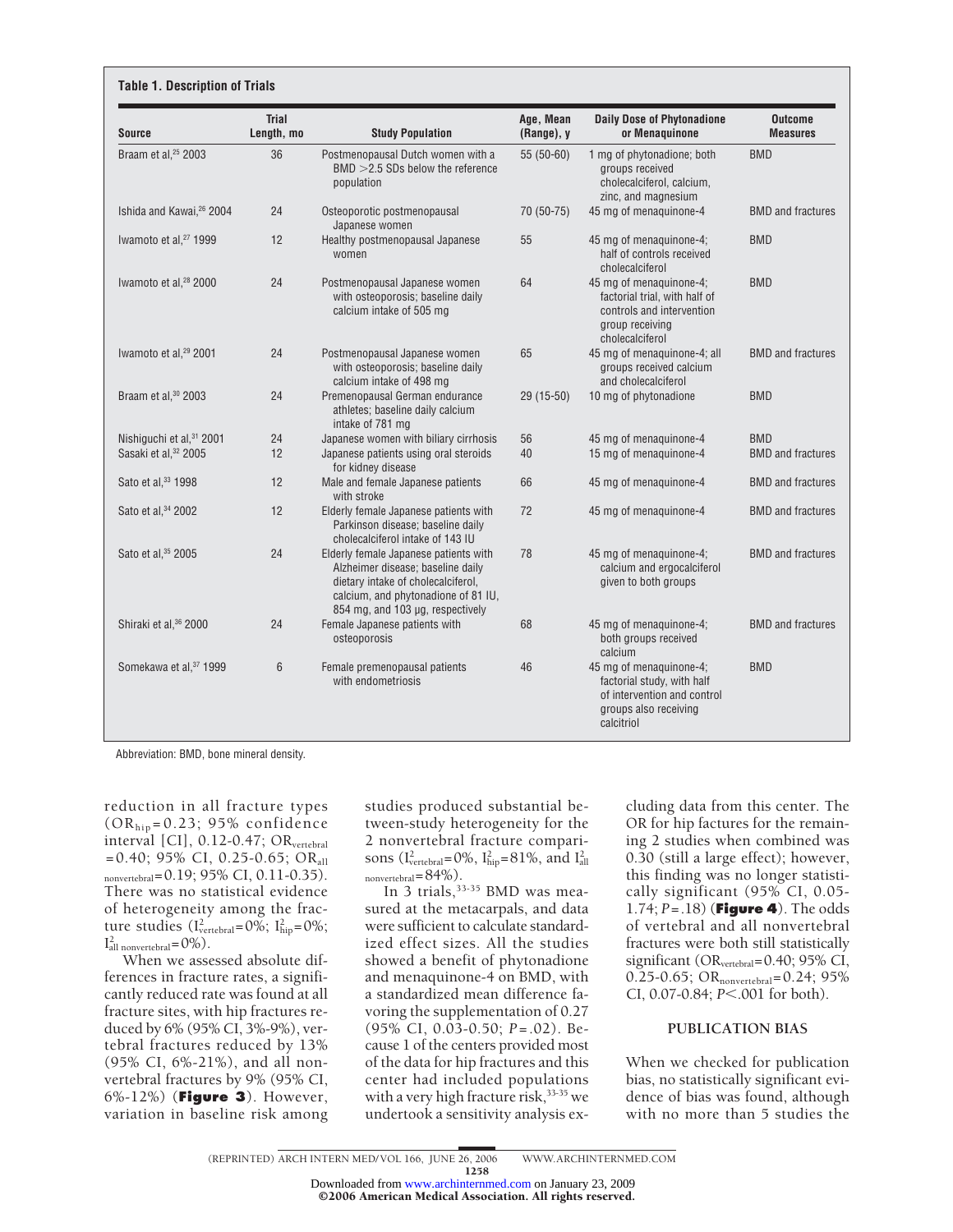**Table 1. Description of Trials**

| Source | Trial Length, mo | Study Population | Age, Mean (Range), y | Daily Dose of Phytonadione or Menaquinone | Outcome Measures |
|---|---|---|---|---|---|
| Braam et al,[25] 2003 | 36 | Postmenopausal Dutch women with a BMD >2.5 SDs below the reference population | 55 (50-60) | 1 mg of phytonadione; both groups received cholecalciferol, calcium, zinc, and magnesium | BMD |
| Ishida and Kawai,[26] 2004 | 24 | Osteoporotic postmenopausal Japanese women | 70 (50-75) | 45 mg of menaquinone-4 | BMD and fractures |
| Iwamoto et al,[27] 1999 | 12 | Healthy postmenopausal Japanese women | 55 | 45 mg of menaquinone-4; half of controls received cholecalciferol | BMD |
| Iwamoto et al,[28] 2000 | 24 | Postmenopausal Japanese women with osteoporosis; baseline daily calcium intake of 505 mg | 64 | 45 mg of menaquinone-4; factorial trial, with half of controls and intervention group receiving cholecalciferol | BMD |
| Iwamoto et al,[29] 2001 | 24 | Postmenopausal Japanese women with osteoporosis; baseline daily calcium intake of 498 mg | 65 | 45 mg of menaquinone-4; all groups received calcium and cholecalciferol | BMD and fractures |
| Braam et al,[30] 2003 | 24 | Premenopausal German endurance athletes; baseline daily calcium intake of 781 mg | 29 (15-50) | 10 mg of phytonadione | BMD |
| Nishiguchi et al,[31] 2001 | 24 | Japanese women with biliary cirrhosis | 56 | 45 mg of menaquinone-4 | BMD |
| Sasaki et al,[32] 2005 | 12 | Japanese patients using oral steroids for kidney disease | 40 | 15 mg of menaquinone-4 | BMD and fractures |
| Sato et al,[33] 1998 | 12 | Male and female Japanese patients with stroke | 66 | 45 mg of menaquinone-4 | BMD and fractures |
| Sato et al,[34] 2002 | 12 | Elderly female Japanese patients with Parkinson disease; baseline daily cholecalciferol intake of 143 IU | 72 | 45 mg of menaquinone-4 | BMD and fractures |
| Sato et al,[35] 2005 | 24 | Elderly female Japanese patients with Alzheimer disease; baseline daily dietary intake of cholecalciferol, calcium, and phytonadione of 81 IU, 854 mg, and 103 µg, respectively | 78 | 45 mg of menaquinone-4; calcium and ergocalciferol given to both groups | BMD and fractures |
| Shiraki et al,[36] 2000 | 24 | Female Japanese patients with osteoporosis | 68 | 45 mg of menaquinone-4; both groups received calcium | BMD and fractures |
| Somekawa et al,[37] 1999 | 6 | Female premenopausal patients with endometriosis | 46 | 45 mg of menaquinone-4; factorial study, with half of intervention and control groups also receiving calcitriol | BMD |

Abbreviation: BMD, bone mineral density.

reduction in all fracture types ($OR_{hip}$=0.23; 95% confidence interval [CI], 0.12-0.47; $OR_{vertebral}$=0.40; 95% CI, 0.25-0.65; $OR_{all\ nonvertebral}$=0.19; 95% CI, 0.11-0.35). There was no statistical evidence of heterogeneity among the fracture studies ($I^2_{vertebral}$=0%; $I^2_{hip}$=0%; $I^2_{all\ nonvertebral}$=0%).

When we assessed absolute differences in fracture rates, a significantly reduced rate was found at all fracture sites, with hip fractures reduced by 6% (95% CI, 3%-9%), vertebral fractures reduced by 13% (95% CI, 6%-21%), and all nonvertebral fractures by 9% (95% CI, 6%-12%) (**Figure 3**). However, variation in baseline risk among studies produced substantial between-study heterogeneity for the 2 nonvertebral fracture comparisons ($I^2_{vertebral}$=0%, $I^2_{hip}$=81%, and $I^2_{all\ nonvertebral}$=84%).

In 3 trials,[33-35] BMD was measured at the metacarpals, and data were sufficient to calculate standardized effect sizes. All the studies showed a benefit of phytonadione and menaquinone-4 on BMD, with a standardized mean difference favoring the supplementation of 0.27 (95% CI, 0.03-0.50; $P$=.02). Because 1 of the centers provided most of the data for hip fractures and this center had included populations with a very high fracture risk,[33-35] we undertook a sensitivity analysis excluding data from this center. The OR for hip factures for the remaining 2 studies when combined was 0.30 (still a large effect); however, this finding was no longer statistically significant (95% CI, 0.05-1.74; $P$=.18) (**Figure 4**). The odds of vertebral and all nonvertebral fractures were both still statistically significant ($OR_{vertebral}$=0.40; 95% CI, 0.25-0.65; $OR_{nonvertebral}$=0.24; 95% CI, 0.07-0.84; $P$<.001 for both).

## PUBLICATION BIAS

When we checked for publication bias, no statistically significant evidence of bias was found, although with no more than 5 studies the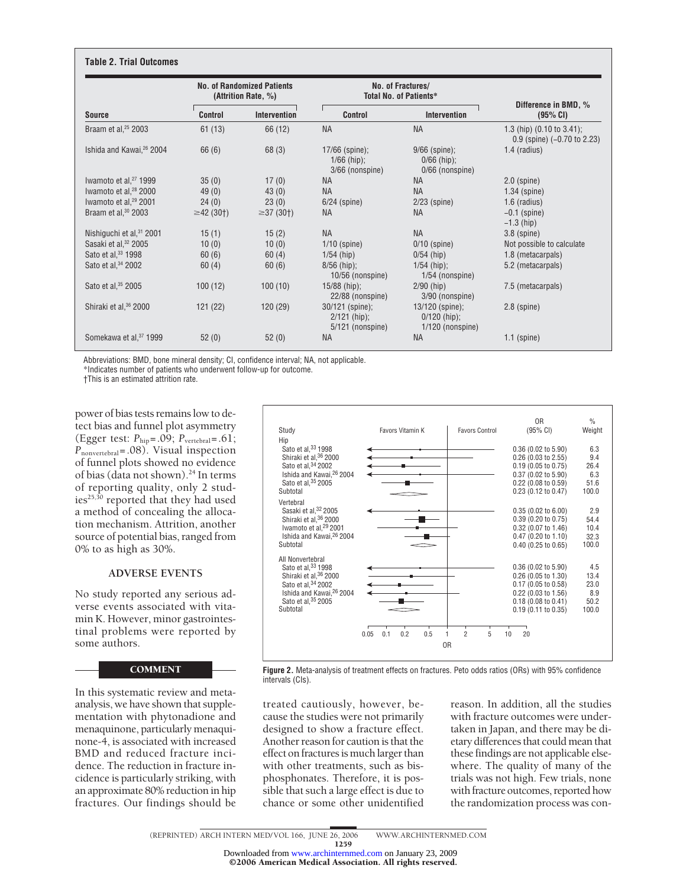**Table 2. Trial Outcomes**

| Source | No. of Randomized Patients (Attrition Rate, %) | | No. of Fractures/ Total No. of Patients* | | Difference in BMD, % (95% CI) |
|---|---|---|---|---|---|
| | Control | Intervention | Control | Intervention | |
| Braam et al,[25] 2003 | 61 (13) | 66 (12) | NA | NA | 1.3 (hip) (0.10 to 3.41); 0.9 (spine) (−0.70 to 2.23) |
| Ishida and Kawai,[26] 2004 | 66 (6) | 68 (3) | 17/66 (spine); 1/66 (hip); 3/66 (nonspine) | 9/66 (spine); 0/66 (hip); 0/66 (nonspine) | 1.4 (radius) |
| Iwamoto et al,[27] 1999 | 35 (0) | 17 (0) | NA | NA | 2.0 (spine) |
| Iwamoto et al,[28] 2000 | 49 (0) | 43 (0) | NA | NA | 1.34 (spine) |
| Iwamoto et al,[29] 2001 | 24 (0) | 23 (0) | 6/24 (spine) | 2/23 (spine) | 1.6 (radius) |
| Braam et al,[30] 2003 | ≥42 (30†) | ≥37 (30†) | NA | NA | −0.1 (spine) −1.3 (hip) |
| Nishiguchi et al,[31] 2001 | 15 (1) | 15 (2) | NA | NA | 3.8 (spine) |
| Sasaki et al,[32] 2005 | 10 (0) | 10 (0) | 1/10 (spine) | 0/10 (spine) | Not possible to calculate |
| Sato et al,[33] 1998 | 60 (6) | 60 (4) | 1/54 (hip) | 0/54 (hip) | 1.8 (metacarpals) |
| Sato et al,[34] 2002 | 60 (4) | 60 (6) | 8/56 (hip); 10/56 (nonspine) | 1/54 (hip); 1/54 (nonspine) | 5.2 (metacarpals) |
| Sato et al,[35] 2005 | 100 (12) | 100 (10) | 15/88 (hip); 22/88 (nonspine) | 2/90 (hip) 3/90 (nonspine) | 7.5 (metacarpals) |
| Shiraki et al,[36] 2000 | 121 (22) | 120 (29) | 30/121 (spine); 2/121 (hip); 5/121 (nonspine) | 13/120 (spine); 0/120 (hip); 1/120 (nonspine) | 2.8 (spine) |
| Somekawa et al,[37] 1999 | 52 (0) | 52 (0) | NA | NA | 1.1 (spine) |

Abbreviations: BMD, bone mineral density; CI, confidence interval; NA, not applicable.
*Indicates number of patients who underwent follow-up for outcome.
†This is an estimated attrition rate.

power of bias tests remains low to detect bias and funnel plot asymmetry (Egger test: $P_{\text{hip}}=.09$; $P_{\text{vertebral}}=.61$; $P_{\text{nonvertebral}}=.08$). Visual inspection of funnel plots showed no evidence of bias (data not shown).[24] In terms of reporting quality, only 2 studies[25,30] reported that they had used a method of concealing the allocation mechanism. Attrition, another source of potential bias, ranged from 0% to as high as 30%.

## ADVERSE EVENTS

No study reported any serious adverse events associated with vitamin K. However, minor gastrointestinal problems were reported by some authors.

| Study | OR (95% CI) | % Weight |
|---|---|---|
| **Hip** | | |
| Sato et al,[33] 1998 | 0.36 (0.02 to 5.90) | 6.3 |
| Shiraki et al,[36] 2000 | 0.26 (0.03 to 2.55) | 9.4 |
| Sato et al,[34] 2002 | 0.19 (0.05 to 0.75) | 26.4 |
| Ishida and Kawai,[26] 2004 | 0.37 (0.02 to 5.90) | 6.3 |
| Sato et al,[35] 2005 | 0.22 (0.08 to 0.59) | 51.6 |
| Subtotal | 0.23 (0.12 to 0.47) | 100.0 |
| **Vertebral** | | |
| Sasaki et al,[32] 2005 | 0.35 (0.02 to 6.00) | 2.9 |
| Shiraki et al,[36] 2000 | 0.39 (0.20 to 0.75) | 54.4 |
| Iwamoto et al,[29] 2001 | 0.32 (0.07 to 1.46) | 10.4 |
| Ishida and Kawai,[26] 2004 | 0.47 (0.20 to 1.10) | 32.3 |
| Subtotal | 0.40 (0.25 to 0.65) | 100.0 |
| **All Nonvertebral** | | |
| Sato et al,[33] 1998 | 0.36 (0.02 to 5.90) | 4.5 |
| Shiraki et al,[36] 2000 | 0.26 (0.05 to 1.30) | 13.4 |
| Sato et al,[34] 2002 | 0.17 (0.05 to 0.58) | 23.0 |
| Ishida and Kawai,[26] 2004 | 0.22 (0.03 to 1.56) | 8.9 |
| Sato et al,[35] 2005 | 0.18 (0.08 to 0.41) | 50.2 |
| Subtotal | 0.19 (0.11 to 0.35) | 100.0 |

**Figure 2.** Meta-analysis of treatment effects on fractures. Peto odds ratios (ORs) with 95% confidence intervals (CIs).

## COMMENT

In this systematic review and meta-analysis, we have shown that supplementation with phytonadione and menaquinone, particularly menaquinone-4, is associated with increased BMD and reduced fracture incidence. The reduction in fracture incidence is particularly striking, with an approximate 80% reduction in hip fractures. Our findings should be treated cautiously, however, because the studies were not primarily designed to show a fracture effect. Another reason for caution is that the effect on fractures is much larger than with other treatments, such as bisphosphonates. Therefore, it is possible that such a large effect is due to chance or some other unidentified reason. In addition, all the studies with fracture outcomes were undertaken in Japan, and there may be dietary differences that could mean that these findings are not applicable elsewhere. The quality of many of the trials was not high. Few trials, none with fracture outcomes, reported how the randomization process was con-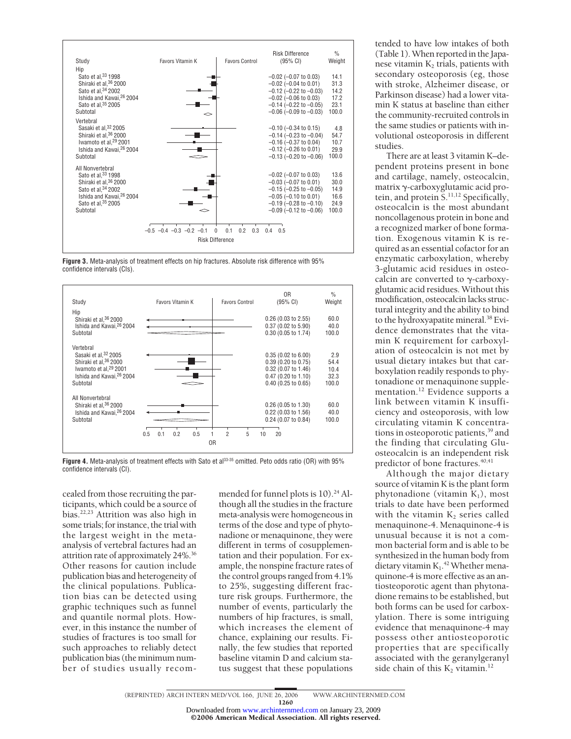| Study | Risk Difference (95% CI) | % Weight |
|---|---|---|
| **Hip** | | |
| Sato et al,[33] 1998 | −0.02 (−0.07 to 0.03) | 14.1 |
| Shiraki et al,[36] 2000 | −0.02 (−0.04 to 0.01) | 31.3 |
| Sato et al,[34] 2002 | −0.12 (−0.22 to −0.03) | 14.2 |
| Ishida and Kawai,[26] 2004 | −0.02 (−0.06 to 0.03) | 17.2 |
| Sato et al,[35] 2005 | −0.14 (−0.22 to −0.05) | 23.1 |
| Subtotal | −0.06 (−0.09 to −0.03) | 100.0 |
| **Vertebral** | | |
| Sasaki et al,[32] 2005 | −0.10 (−0.34 to 0.15) | 4.8 |
| Shiraki et al,[36] 2000 | −0.14 (−0.23 to −0.04) | 54.7 |
| Iwamoto et al,[29] 2001 | −0.16 (−0.37 to 0.04) | 10.7 |
| Ishida and Kawai,[26] 2004 | −0.12 (−0.26 to 0.01) | 29.9 |
| Subtotal | −0.13 (−0.20 to −0.06) | 100.0 |
| **All Nonvertebral** | | |
| Sato et al,[33] 1998 | −0.02 (−0.07 to 0.03) | 13.6 |
| Shiraki et al,[36] 2000 | −0.03 (−0.07 to 0.01) | 30.0 |
| Sato et al,[34] 2002 | −0.15 (−0.25 to −0.05) | 14.9 |
| Ishida and Kawai,[26] 2004 | −0.05 (−0.10 to 0.01) | 16.6 |
| Sato et al,[35] 2005 | −0.19 (−0.28 to −0.10) | 24.9 |
| Subtotal | −0.09 (−0.12 to −0.06) | 100.0 |

**Figure 3.** Meta-analysis of treatment effects on hip fractures. Absolute risk difference with 95% confidence intervals (CIs).

| Study | OR (95% CI) | % Weight |
|---|---|---|
| **Hip** | | |
| Shiraki et al,[36] 2000 | 0.26 (0.03 to 2.55) | 60.0 |
| Ishida and Kawai,[26] 2004 | 0.37 (0.02 to 5.90) | 40.0 |
| Subtotal | 0.30 (0.05 to 1.74) | 100.0 |
| **Vertebral** | | |
| Sasaki et al,[32] 2005 | 0.35 (0.02 to 6.00) | 2.9 |
| Shiraki et al,[36] 2000 | 0.39 (0.20 to 0.75) | 54.4 |
| Iwamoto et al,[29] 2001 | 0.32 (0.07 to 1.46) | 10.4 |
| Ishida and Kawai,[26] 2004 | 0.47 (0.20 to 1.10) | 32.3 |
| Subtotal | 0.40 (0.25 to 0.65) | 100.0 |
| **All Nonvertebral** | | |
| Shiraki et al,[36] 2000 | 0.26 (0.05 to 1.30) | 60.0 |
| Ishida and Kawai,[26] 2004 | 0.22 (0.03 to 1.56) | 40.0 |
| Subtotal | 0.24 (0.07 to 0.84) | 100.0 |

**Figure 4.** Meta-analysis of treatment effects with Sato et al[33-35] omitted. Peto odds ratio (OR) with 95% confidence intervals (CI).

cealed from those recruiting the participants, which could be a source of bias.[22,23] Attrition was also high in some trials; for instance, the trial with the largest weight in the meta-analysis of vertebral factures had an attrition rate of approximately 24%.[36] Other reasons for caution include publication bias and heterogeneity of the clinical populations. Publication bias can be detected using graphic techniques such as funnel and quantile normal plots. However, in this instance the number of studies of fractures is too small for such approaches to reliably detect publication bias (the minimum number of studies usually recommended for funnel plots is 10).[24] Although all the studies in the fracture meta-analysis were homogeneous in terms of the dose and type of phytonadione or menaquinone, they were different in terms of cosupplementation and their population. For example, the nonspine fracture rates of the control groups ranged from 4.1% to 25%, suggesting different fracture risk groups. Furthermore, the number of events, particularly the numbers of hip fractures, is small, which increases the element of chance, explaining our results. Finally, the few studies that reported baseline vitamin D and calcium status suggest that these populations tended to have low intakes of both (Table 1). When reported in the Japanese vitamin $K_2$ trials, patients with secondary osteoporosis (eg, those with stroke, Alzheimer disease, or Parkinson disease) had a lower vitamin K status at baseline than either the community-recruited controls in the same studies or patients with involutional osteoporosis in different studies.

There are at least 3 vitamin K–dependent proteins present in bone and cartilage, namely, osteocalcin, matrix γ-carboxyglutamic acid protein, and protein S.[11,12] Specifically, osteocalcin is the most abundant noncollagenous protein in bone and a recognized marker of bone formation. Exogenous vitamin K is required as an essential cofactor for an enzymatic carboxylation, whereby 3-glutamic acid residues in osteocalcin are converted to γ-carboxyglutamic acid residues. Without this modification, osteocalcin lacks structural integrity and the ability to bind to the hydroxyapatite mineral.[38] Evidence demonstrates that the vitamin K requirement for carboxylation of osteocalcin is not met by usual dietary intakes but that carboxylation readily responds to phytonadione or menaquinone supplementation.[12] Evidence supports a link between vitamin K insufficiency and osteoporosis, with low circulating vitamin K concentrations in osteoporotic patients,[39] and the finding that circulating Glu-osteocalcin is an independent risk predictor of bone fractures.[40,41]

Although the major dietary source of vitamin K is the plant form phytonadione (vitamin $K_1$), most trials to date have been performed with the vitamin $K_2$ series called menaquinone-4. Menaquinone-4 is unusual because it is not a common bacterial form and is able to be synthesized in the human body from dietary vitamin $K_1$.[42] Whether menaquinone-4 is more effective as an antiosteoporotic agent than phytonadione remains to be established, but both forms can be used for carboxylation. There is some intriguing evidence that menaquinone-4 may possess other antiosteoporotic properties that are specifically associated with the geranylgeranyl side chain of this $K_2$ vitamin.[12]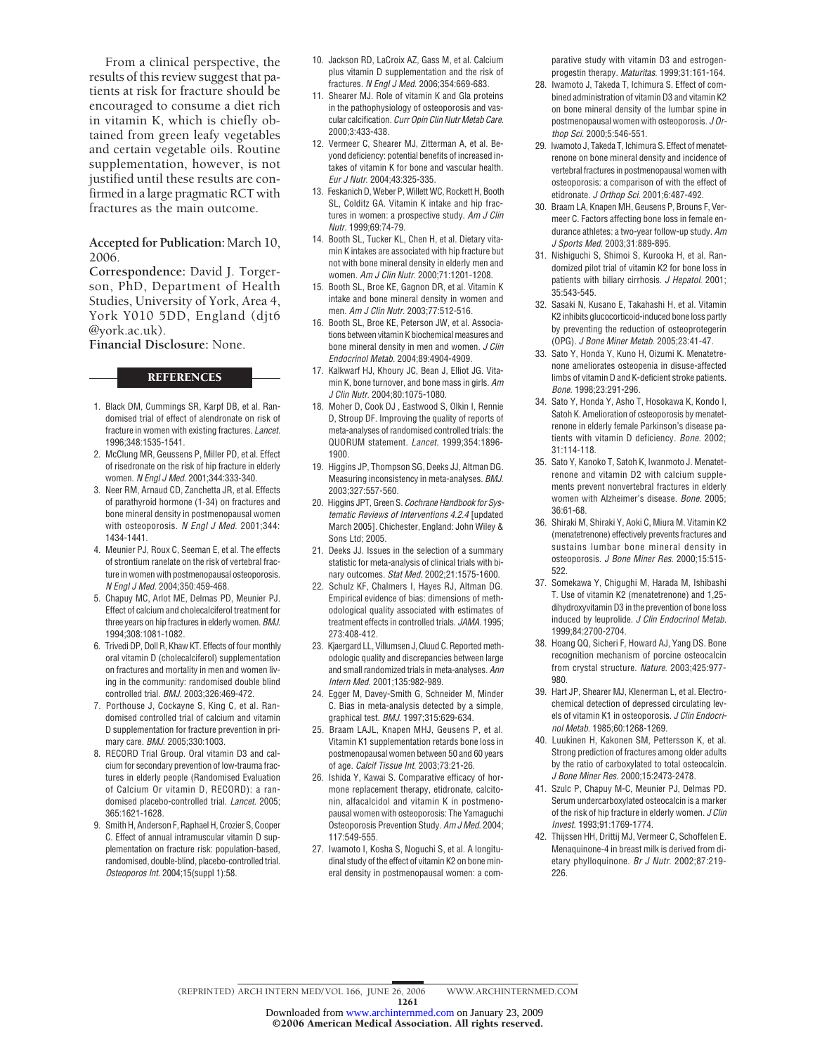From a clinical perspective, the results of this review suggest that patients at risk for fracture should be encouraged to consume a diet rich in vitamin K, which is chiefly obtained from green leafy vegetables and certain vegetable oils. Routine supplementation, however, is not justified until these results are confirmed in a large pragmatic RCT with fractures as the main outcome.

**Accepted for Publication:** March 10, 2006.

**Correspondence:** David J. Torgerson, PhD, Department of Health Studies, University of York, Area 4, York Y010 5DD, England (djt6@york.ac.uk).

**Financial Disclosure:** None.

## REFERENCES

1. Black DM, Cummings SR, Karpf DB, et al. Randomised trial of effect of alendronate on risk of fracture in women with existing fractures. *Lancet.* 1996;348:1535-1541.
2. McClung MR, Geussens P, Miller PD, et al. Effect of risedronate on the risk of hip fracture in elderly women. *N Engl J Med.* 2001;344:333-340.
3. Neer RM, Arnaud CD, Zanchetta JR, et al. Effects of parathyroid hormone (1-34) on fractures and bone mineral density in postmenopausal women with osteoporosis. *N Engl J Med.* 2001;344:1434-1441.
4. Meunier PJ, Roux C, Seeman E, et al. The effects of strontium ranelate on the risk of vertebral fracture in women with postmenopausal osteoporosis. *N Engl J Med.* 2004;350:459-468.
5. Chapuy MC, Arlot ME, Delmas PD, Meunier PJ. Effect of calcium and cholecalciferol treatment for three years on hip fractures in elderly women. *BMJ.* 1994;308:1081-1082.
6. Trivedi DP, Doll R, Khaw KT. Effects of four monthly oral vitamin D (cholecalciferol) supplementation on fractures and mortality in men and women living in the community: randomised double blind controlled trial. *BMJ.* 2003;326:469-472.
7. Porthouse J, Cockayne S, King C, et al. Randomised controlled trial of calcium and vitamin D supplementation for fracture prevention in primary care. *BMJ.* 2005;330:1003.
8. RECORD Trial Group. Oral vitamin D3 and calcium for secondary prevention of low-trauma fractures in elderly people (Randomised Evaluation of Calcium Or vitamin D, RECORD): a randomised placebo-controlled trial. *Lancet.* 2005;365:1621-1628.
9. Smith H, Anderson F, Raphael H, Crozier S, Cooper C. Effect of annual intramuscular vitamin D supplementation on fracture risk: population-based, randomised, double-blind, placebo-controlled trial. *Osteoporos Int.* 2004;15(suppl 1):58.
10. Jackson RD, LaCroix AZ, Gass M, et al. Calcium plus vitamin D supplementation and the risk of fractures. *N Engl J Med.* 2006;354:669-683.
11. Shearer MJ. Role of vitamin K and Gla proteins in the pathophysiology of osteoporosis and vascular calcification. *Curr Opin Clin Nutr Metab Care.* 2000;3:433-438.
12. Vermeer C, Shearer MJ, Zitterman A, et al. Beyond deficiency: potential benefits of increased intakes of vitamin K for bone and vascular health. *Eur J Nutr.* 2004;43:325-335.
13. Feskanich D, Weber P, Willett WC, Rockett H, Booth SL, Colditz GA. Vitamin K intake and hip fractures in women: a prospective study. *Am J Clin Nutr.* 1999;69:74-79.
14. Booth SL, Tucker KL, Chen H, et al. Dietary vitamin K intakes are associated with hip fracture but not with bone mineral density in elderly men and women. *Am J Clin Nutr.* 2000;71:1201-1208.
15. Booth SL, Broe KE, Gagnon DR, et al. Vitamin K intake and bone mineral density in women and men. *Am J Clin Nutr.* 2003;77:512-516.
16. Booth SL, Broe KE, Peterson JW, et al. Associations between vitamin K biochemical measures and bone mineral density in men and women. *J Clin Endocrinol Metab.* 2004;89:4904-4909.
17. Kalkwarf HJ, Khoury JC, Bean J, Elliot JG. Vitamin K, bone turnover, and bone mass in girls. *Am J Clin Nutr.* 2004;80:1075-1080.
18. Moher D, Cook DJ, Eastwood S, Olkin I, Rennie D, Stroup DF. Improving the quality of reports of meta-analyses of randomised controlled trials: the QUORUM statement. *Lancet.* 1999;354:1896-1900.
19. Higgins JP, Thompson SG, Deeks JJ, Altman DG. Measuring inconsistency in meta-analyses. *BMJ.* 2003;327:557-560.
20. Higgins JPT, Green S. *Cochrane Handbook for Systematic Reviews of Interventions 4.2.4* [updated March 2005]. Chichester, England: John Wiley & Sons Ltd; 2005.
21. Deeks JJ. Issues in the selection of a summary statistic for meta-analysis of clinical trials with binary outcomes. *Stat Med.* 2002;21:1575-1600.
22. Schulz KF, Chalmers I, Hayes RJ, Altman DG. Empirical evidence of bias: dimensions of methodological quality associated with estimates of treatment effects in controlled trials. *JAMA.* 1995;273:408-412.
23. Kjaergard LL, Villumsen J, Cluud C. Reported methodologic quality and discrepancies between large and small randomized trials in meta-analyses. *Ann Intern Med.* 2001;135:982-989.
24. Egger M, Davey-Smith G, Schneider M, Minder C. Bias in meta-analysis detected by a simple, graphical test. *BMJ.* 1997;315:629-634.
25. Braam LAJL, Knapen MHJ, Geusens P, et al. Vitamin K1 supplementation retards bone loss in postmenopausal women between 50 and 60 years of age. *Calcif Tissue Int.* 2003;73:21-26.
26. Ishida Y, Kawai S. Comparative efficacy of hormone replacement therapy, etidronate, calcitonin, alfacalcidol and vitamin K in postmenopausal women with osteoporosis: The Yamaguchi Osteoporosis Prevention Study. *Am J Med.* 2004;117:549-555.
27. Iwamoto I, Kosha S, Noguchi S, et al. A longitudinal study of the effect of vitamin K2 on bone mineral density in postmenopausal women: a comparative study with vitamin D3 and estrogen-progestin therapy. *Maturitas.* 1999;31:161-164.
28. Iwamoto J, Takeda T, Ichimura S. Effect of combined administration of vitamin D3 and vitamin K2 on bone mineral density of the lumbar spine in postmenopausal women with osteoporosis. *J Orthop Sci.* 2000;5:546-551.
29. Iwamoto J, Takeda T, Ichimura S. Effect of menatetrenone on bone mineral density and incidence of vertebral fractures in postmenopausal women with osteoporosis: a comparison of with the effect of etidronate. *J Orthop Sci.* 2001;6:487-492.
30. Braam LA, Knapen MH, Geusens P, Brouns F, Vermeer C. Factors affecting bone loss in female endurance athletes: a two-year follow-up study. *Am J Sports Med.* 2003;31:889-895.
31. Nishiguchi S, Shimoi S, Kurooka H, et al. Randomized pilot trial of vitamin K2 for bone loss in patients with biliary cirrhosis. *J Hepatol.* 2001;35:543-545.
32. Sasaki N, Kusano E, Takahashi H, et al. Vitamin K2 inhibits glucocorticoid-induced bone loss partly by preventing the reduction of osteoprotegerin (OPG). *J Bone Miner Metab.* 2005;23:41-47.
33. Sato Y, Honda Y, Kuno H, Oizumi K. Menatetrenone ameliorates osteopenia in disuse-affected limbs of vitamin D and K-deficient stroke patients. *Bone.* 1998;23:291-296.
34. Sato Y, Honda Y, Asho T, Hosokawa K, Kondo I, Satoh K. Amelioration of osteoporosis by menatetrenone in elderly female Parkinson's disease patients with vitamin D deficiency. *Bone.* 2002;31:114-118.
35. Sato Y, Kanoko T, Satoh K, Iwanmoto J. Menatetrenone and vitamin D2 with calcium supplements prevent nonvertebral fractures in elderly women with Alzheimer's disease. *Bone.* 2005;36:61-68.
36. Shiraki M, Shiraki Y, Aoki C, Miura M. Vitamin K2 (menatetrenone) effectively prevents fractures and sustains lumbar bone mineral density in osteoporosis. *J Bone Miner Res.* 2000;15:515-522.
37. Somekawa Y, Chigughi M, Harada M, Ishibashi T. Use of vitamin K2 (menatetrenone) and 1,25-dihydroxyvitamin D3 in the prevention of bone loss induced by leuprolide. *J Clin Endocrinol Metab.* 1999;84:2700-2704.
38. Hoang QQ, Sicheri F, Howard AJ, Yang DS. Bone recognition mechanism of porcine osteocalcin from crystal structure. *Nature.* 2003;425:977-980.
39. Hart JP, Shearer MJ, Klenerman L, et al. Electrochemical detection of depressed circulating levels of vitamin K1 in osteoporosis. *J Clin Endocrinol Metab.* 1985;60:1268-1269.
40. Luukinen H, Kakonen SM, Pettersson K, et al. Strong prediction of fractures among older adults by the ratio of carboxylated to total osteocalcin. *J Bone Miner Res.* 2000;15:2473-2478.
41. Szulc P, Chapuy M-C, Meunier PJ, Delmas PD. Serum undercarboxylated osteocalcin is a marker of the risk of hip fracture in elderly women. *J Clin Invest.* 1993;91:1769-1774.
42. Thijssen HH, Drittij MJ, Vermeer C, Schoffelen E. Menaquinone-4 in breast milk is derived from dietary phylloquinone. *Br J Nutr.* 2002;87:219-226.